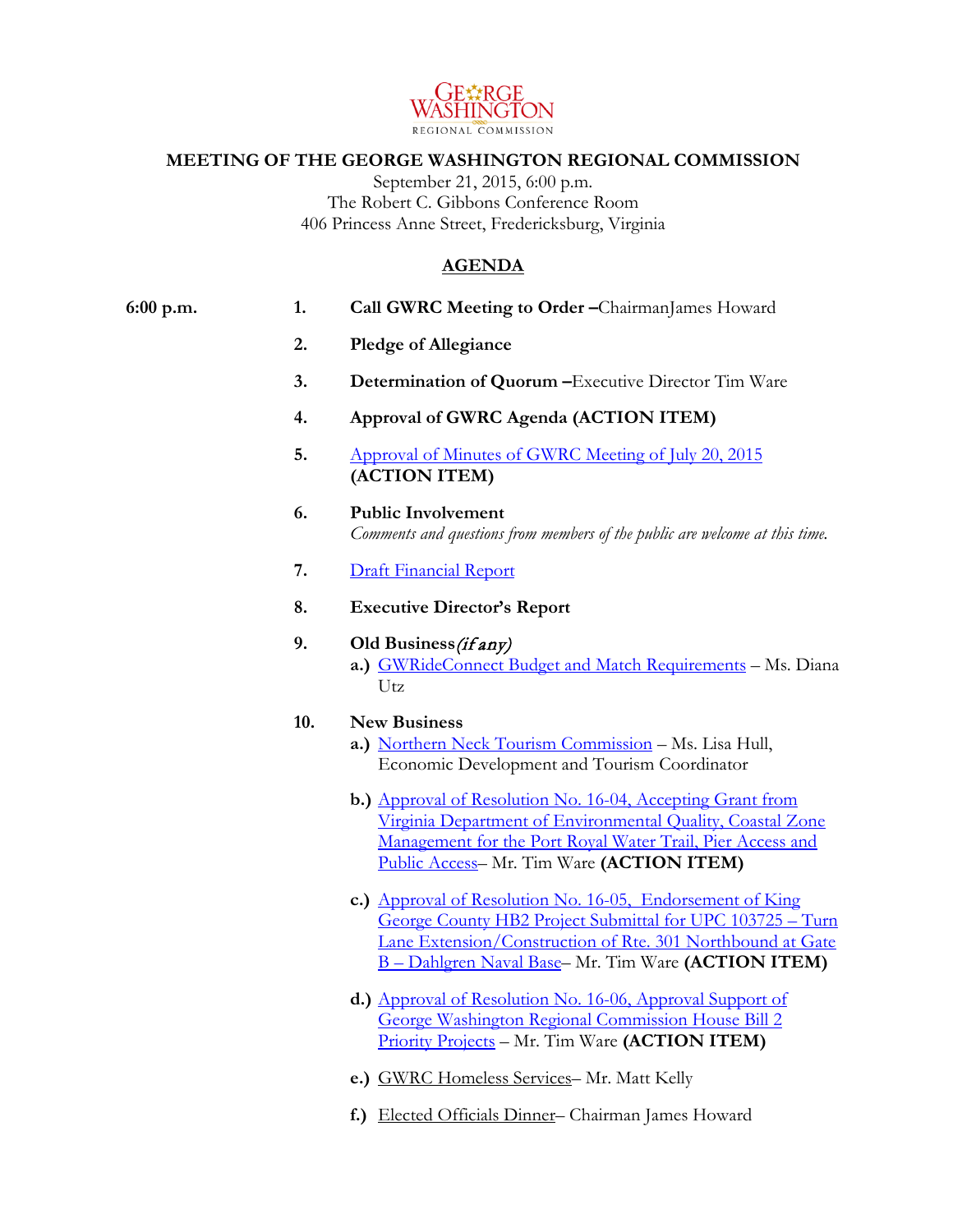GEORGE WASHINGTON
REGIONAL COMMISSION

**MEETING OF THE GEORGE WASHINGTON REGIONAL COMMISSION**

September 21, 2015, 6:00 p.m.
The Robert C. Gibbons Conference Room
406 Princess Anne Street, Fredericksburg, Virginia

**AGENDA**

**6:00 p.m.**

1. **Call GWRC Meeting to Order –** ChairmanJames Howard
2. **Pledge of Allegiance**
3. **Determination of Quorum –** Executive Director Tim Ware
4. **Approval of GWRC Agenda (ACTION ITEM)**
5. Approval of Minutes of GWRC Meeting of July 20, 2015 **(ACTION ITEM)**
6. **Public Involvement**
   *Comments and questions from members of the public are welcome at this time.*
7. Draft Financial Report
8. **Executive Director's Report**
9. **Old Business** *(if any)*
   - **a.)** GWRideConnect Budget and Match Requirements – Ms. Diana Utz
10. **New Business**
    - **a.)** Northern Neck Tourism Commission – Ms. Lisa Hull, Economic Development and Tourism Coordinator
    - **b.)** Approval of Resolution No. 16-04, Accepting Grant from Virginia Department of Environmental Quality, Coastal Zone Management for the Port Royal Water Trail, Pier Access and Public Access– Mr. Tim Ware **(ACTION ITEM)**
    - **c.)** Approval of Resolution No. 16-05, Endorsement of King George County HB2 Project Submittal for UPC 103725 – Turn Lane Extension/Construction of Rte. 301 Northbound at Gate B – Dahlgren Naval Base– Mr. Tim Ware **(ACTION ITEM)**
    - **d.)** Approval of Resolution No. 16-06, Approval Support of George Washington Regional Commission House Bill 2 Priority Projects – Mr. Tim Ware **(ACTION ITEM)**
    - **e.)** GWRC Homeless Services– Mr. Matt Kelly
    - **f.)** Elected Officials Dinner– Chairman James Howard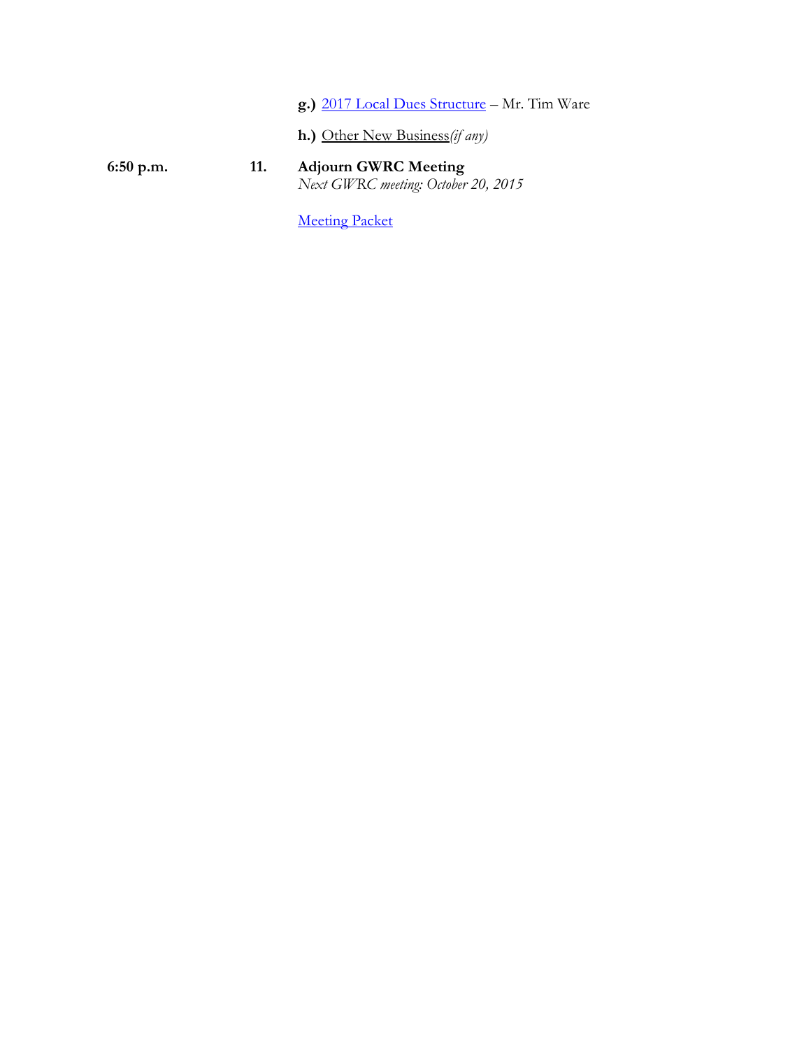**g.)** 2017 Local Dues Structure – Mr. Tim Ware

**h.)** Other New Business *(if any)*

**6:50 p.m.** **11.** **Adjourn GWRC Meeting**
*Next GWRC meeting: October 20, 2015*

Meeting Packet